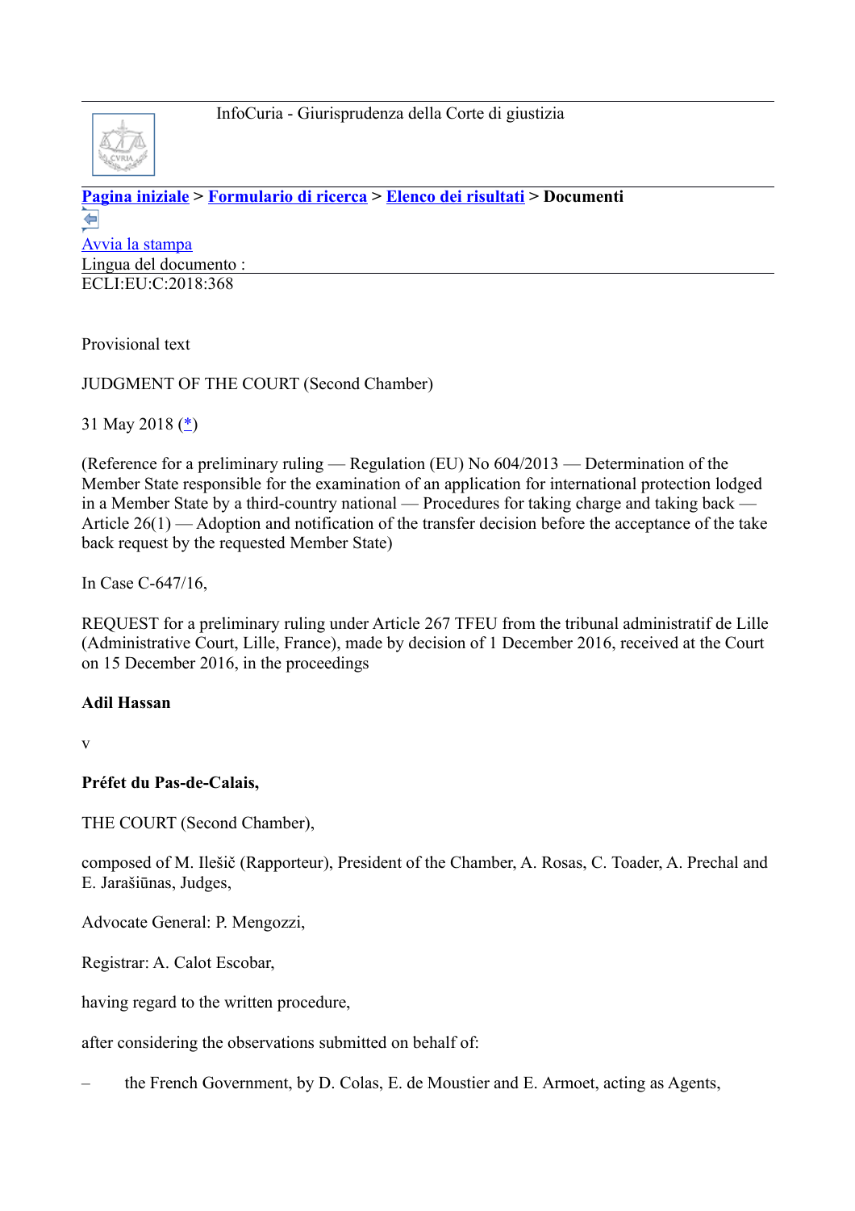InfoCuria - Giurisprudenza della Corte di giustizia

**Pagina iniziale** > **Formulario di ricerca** > **Elenco dei risultati** > **Documenti**

Avvia la stampa

Lingua del documento :

ECLI:EU:C:2018:368

Provisional text

JUDGMENT OF THE COURT (Second Chamber)

31 May 2018 (*)

(Reference for a preliminary ruling — Regulation (EU) No 604/2013 — Determination of the Member State responsible for the examination of an application for international protection lodged in a Member State by a third-country national — Procedures for taking charge and taking back — Article 26(1) — Adoption and notification of the transfer decision before the acceptance of the take back request by the requested Member State)

In Case C‑647/16,

REQUEST for a preliminary ruling under Article 267 TFEU from the tribunal administratif de Lille (Administrative Court, Lille, France), made by decision of 1 December 2016, received at the Court on 15 December 2016, in the proceedings

**Adil Hassan**

v

**Préfet du Pas-de-Calais,**

THE COURT (Second Chamber),

composed of M. Ilešič (Rapporteur), President of the Chamber, A. Rosas, C. Toader, A. Prechal and E. Jarašiūnas, Judges,

Advocate General: P. Mengozzi,

Registrar: A. Calot Escobar,

having regard to the written procedure,

after considering the observations submitted on behalf of:

– the French Government, by D. Colas, E. de Moustier and E. Armoet, acting as Agents,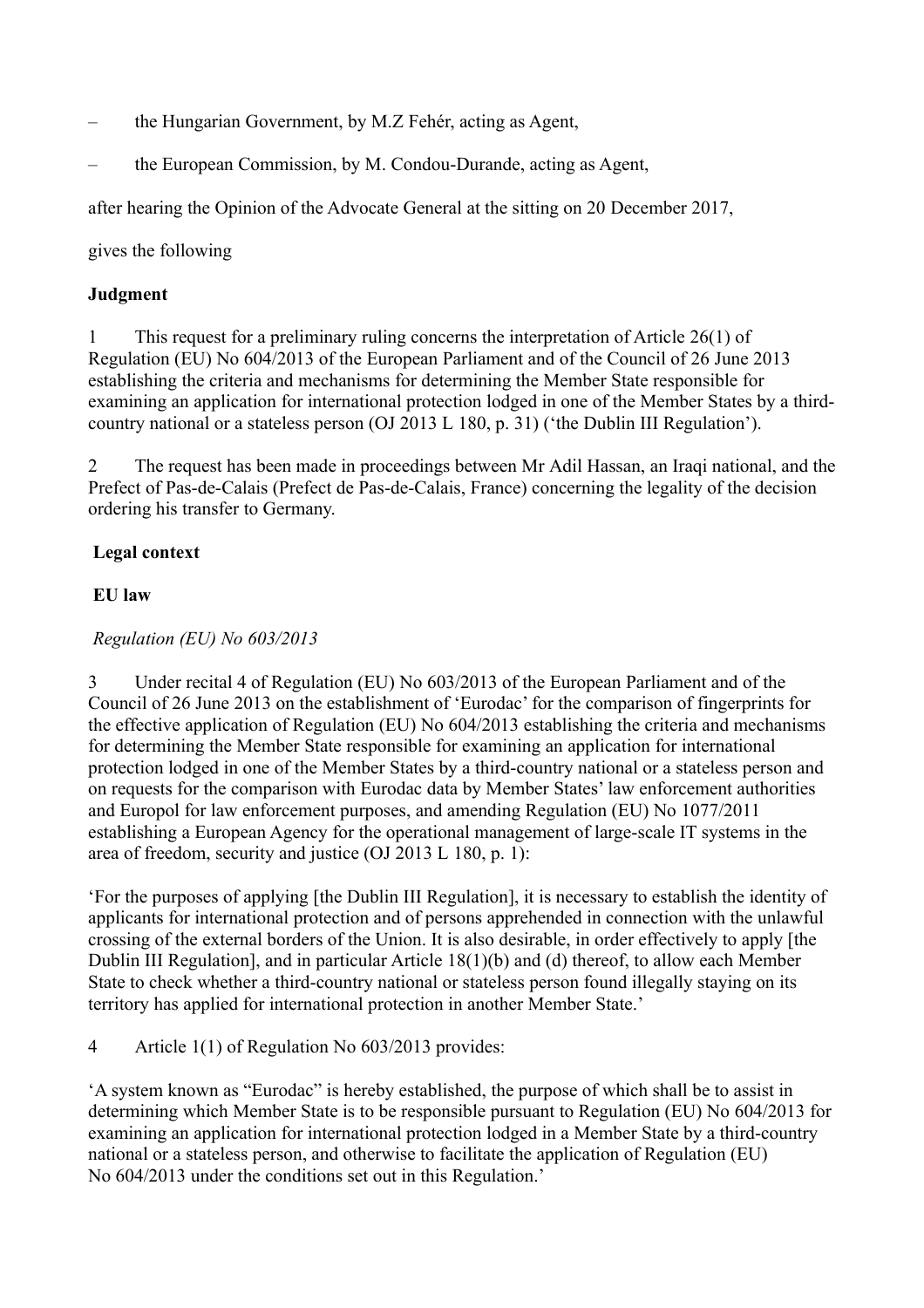– the Hungarian Government, by M.Z Fehér, acting as Agent,

– the European Commission, by M. Condou-Durande, acting as Agent,

after hearing the Opinion of the Advocate General at the sitting on 20 December 2017,

gives the following

**Judgment**

1 This request for a preliminary ruling concerns the interpretation of Article 26(1) of Regulation (EU) No 604/2013 of the European Parliament and of the Council of 26 June 2013 establishing the criteria and mechanisms for determining the Member State responsible for examining an application for international protection lodged in one of the Member States by a third-country national or a stateless person (OJ 2013 L 180, p. 31) ('the Dublin III Regulation').

2 The request has been made in proceedings between Mr Adil Hassan, an Iraqi national, and the Prefect of Pas-de-Calais (Prefect de Pas-de-Calais, France) concerning the legality of the decision ordering his transfer to Germany.

**Legal context**

**EU law**

*Regulation (EU) No 603/2013*

3 Under recital 4 of Regulation (EU) No 603/2013 of the European Parliament and of the Council of 26 June 2013 on the establishment of 'Eurodac' for the comparison of fingerprints for the effective application of Regulation (EU) No 604/2013 establishing the criteria and mechanisms for determining the Member State responsible for examining an application for international protection lodged in one of the Member States by a third-country national or a stateless person and on requests for the comparison with Eurodac data by Member States' law enforcement authorities and Europol for law enforcement purposes, and amending Regulation (EU) No 1077/2011 establishing a European Agency for the operational management of large-scale IT systems in the area of freedom, security and justice (OJ 2013 L 180, p. 1):

'For the purposes of applying [the Dublin III Regulation], it is necessary to establish the identity of applicants for international protection and of persons apprehended in connection with the unlawful crossing of the external borders of the Union. It is also desirable, in order effectively to apply [the Dublin III Regulation], and in particular Article 18(1)(b) and (d) thereof, to allow each Member State to check whether a third-country national or stateless person found illegally staying on its territory has applied for international protection in another Member State.'

4 Article 1(1) of Regulation No 603/2013 provides:

'A system known as "Eurodac" is hereby established, the purpose of which shall be to assist in determining which Member State is to be responsible pursuant to Regulation (EU) No 604/2013 for examining an application for international protection lodged in a Member State by a third-country national or a stateless person, and otherwise to facilitate the application of Regulation (EU) No 604/2013 under the conditions set out in this Regulation.'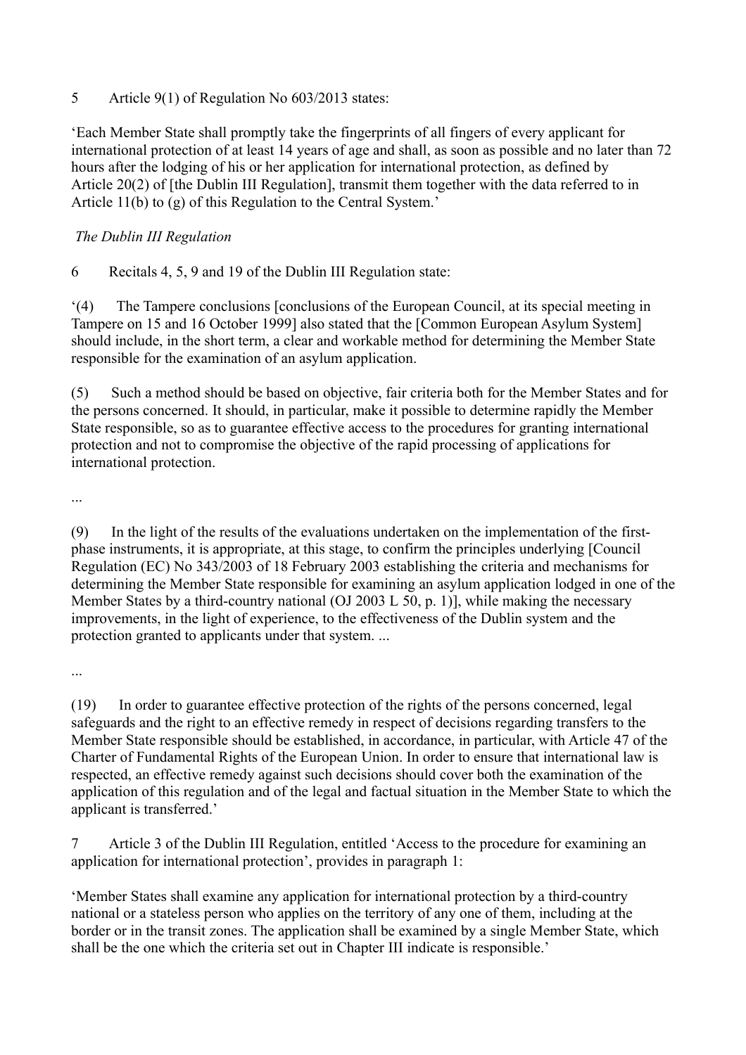5 Article 9(1) of Regulation No 603/2013 states:

'Each Member State shall promptly take the fingerprints of all fingers of every applicant for international protection of at least 14 years of age and shall, as soon as possible and no later than 72 hours after the lodging of his or her application for international protection, as defined by Article 20(2) of [the Dublin III Regulation], transmit them together with the data referred to in Article 11(b) to (g) of this Regulation to the Central System.'

*The Dublin III Regulation*

6 Recitals 4, 5, 9 and 19 of the Dublin III Regulation state:

'(4) The Tampere conclusions [conclusions of the European Council, at its special meeting in Tampere on 15 and 16 October 1999] also stated that the [Common European Asylum System] should include, in the short term, a clear and workable method for determining the Member State responsible for the examination of an asylum application.

(5) Such a method should be based on objective, fair criteria both for the Member States and for the persons concerned. It should, in particular, make it possible to determine rapidly the Member State responsible, so as to guarantee effective access to the procedures for granting international protection and not to compromise the objective of the rapid processing of applications for international protection.

...

(9) In the light of the results of the evaluations undertaken on the implementation of the first-phase instruments, it is appropriate, at this stage, to confirm the principles underlying [Council Regulation (EC) No 343/2003 of 18 February 2003 establishing the criteria and mechanisms for determining the Member State responsible for examining an asylum application lodged in one of the Member States by a third-country national (OJ 2003 L 50, p. 1)], while making the necessary improvements, in the light of experience, to the effectiveness of the Dublin system and the protection granted to applicants under that system. ...

...

(19) In order to guarantee effective protection of the rights of the persons concerned, legal safeguards and the right to an effective remedy in respect of decisions regarding transfers to the Member State responsible should be established, in accordance, in particular, with Article 47 of the Charter of Fundamental Rights of the European Union. In order to ensure that international law is respected, an effective remedy against such decisions should cover both the examination of the application of this regulation and of the legal and factual situation in the Member State to which the applicant is transferred.'

7 Article 3 of the Dublin III Regulation, entitled 'Access to the procedure for examining an application for international protection', provides in paragraph 1:

'Member States shall examine any application for international protection by a third-country national or a stateless person who applies on the territory of any one of them, including at the border or in the transit zones. The application shall be examined by a single Member State, which shall be the one which the criteria set out in Chapter III indicate is responsible.'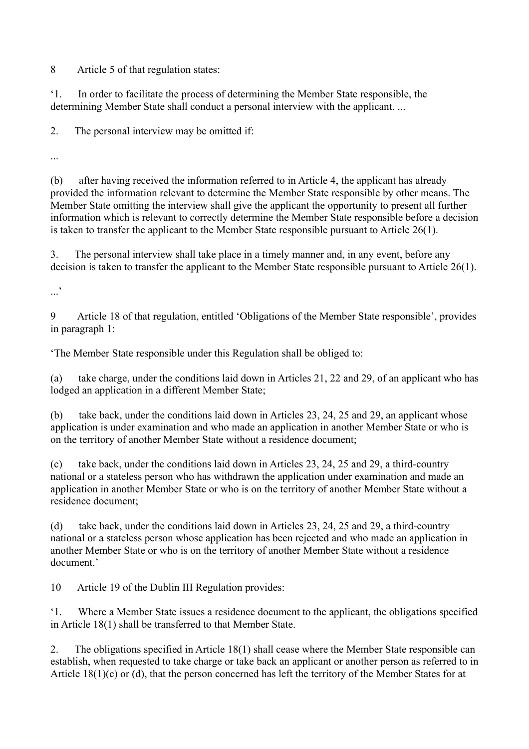8 Article 5 of that regulation states:

‘1. In order to facilitate the process of determining the Member State responsible, the determining Member State shall conduct a personal interview with the applicant. ...

2. The personal interview may be omitted if:

...

(b) after having received the information referred to in Article 4, the applicant has already provided the information relevant to determine the Member State responsible by other means. The Member State omitting the interview shall give the applicant the opportunity to present all further information which is relevant to correctly determine the Member State responsible before a decision is taken to transfer the applicant to the Member State responsible pursuant to Article 26(1).

3. The personal interview shall take place in a timely manner and, in any event, before any decision is taken to transfer the applicant to the Member State responsible pursuant to Article 26(1).

...’

9 Article 18 of that regulation, entitled ‘Obligations of the Member State responsible’, provides in paragraph 1:

‘The Member State responsible under this Regulation shall be obliged to:

(a) take charge, under the conditions laid down in Articles 21, 22 and 29, of an applicant who has lodged an application in a different Member State;

(b) take back, under the conditions laid down in Articles 23, 24, 25 and 29, an applicant whose application is under examination and who made an application in another Member State or who is on the territory of another Member State without a residence document;

(c) take back, under the conditions laid down in Articles 23, 24, 25 and 29, a third-country national or a stateless person who has withdrawn the application under examination and made an application in another Member State or who is on the territory of another Member State without a residence document;

(d) take back, under the conditions laid down in Articles 23, 24, 25 and 29, a third-country national or a stateless person whose application has been rejected and who made an application in another Member State or who is on the territory of another Member State without a residence document.’

10 Article 19 of the Dublin III Regulation provides:

‘1. Where a Member State issues a residence document to the applicant, the obligations specified in Article 18(1) shall be transferred to that Member State.

2. The obligations specified in Article 18(1) shall cease where the Member State responsible can establish, when requested to take charge or take back an applicant or another person as referred to in Article 18(1)(c) or (d), that the person concerned has left the territory of the Member States for at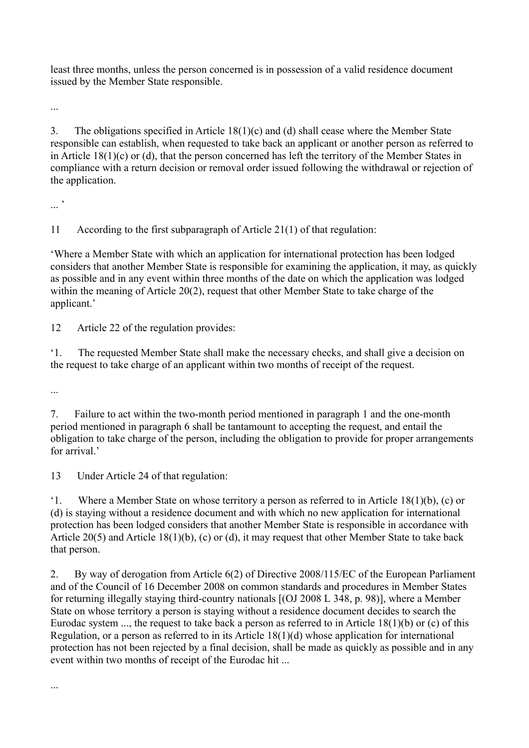least three months, unless the person concerned is in possession of a valid residence document issued by the Member State responsible.

...

3. The obligations specified in Article 18(1)(c) and (d) shall cease where the Member State responsible can establish, when requested to take back an applicant or another person as referred to in Article 18(1)(c) or (d), that the person concerned has left the territory of the Member States in compliance with a return decision or removal order issued following the withdrawal or rejection of the application.

... ’

11 According to the first subparagraph of Article 21(1) of that regulation:

‘Where a Member State with which an application for international protection has been lodged considers that another Member State is responsible for examining the application, it may, as quickly as possible and in any event within three months of the date on which the application was lodged within the meaning of Article 20(2), request that other Member State to take charge of the applicant.’

12 Article 22 of the regulation provides:

‘1. The requested Member State shall make the necessary checks, and shall give a decision on the request to take charge of an applicant within two months of receipt of the request.

...

7. Failure to act within the two-month period mentioned in paragraph 1 and the one-month period mentioned in paragraph 6 shall be tantamount to accepting the request, and entail the obligation to take charge of the person, including the obligation to provide for proper arrangements for arrival.’

13 Under Article 24 of that regulation:

‘1. Where a Member State on whose territory a person as referred to in Article 18(1)(b), (c) or (d) is staying without a residence document and with which no new application for international protection has been lodged considers that another Member State is responsible in accordance with Article 20(5) and Article 18(1)(b), (c) or (d), it may request that other Member State to take back that person.

2. By way of derogation from Article 6(2) of Directive 2008/115/EC of the European Parliament and of the Council of 16 December 2008 on common standards and procedures in Member States for returning illegally staying third-country nationals [(OJ 2008 L 348, p. 98)], where a Member State on whose territory a person is staying without a residence document decides to search the Eurodac system ..., the request to take back a person as referred to in Article 18(1)(b) or (c) of this Regulation, or a person as referred to in its Article 18(1)(d) whose application for international protection has not been rejected by a final decision, shall be made as quickly as possible and in any event within two months of receipt of the Eurodac hit ...

...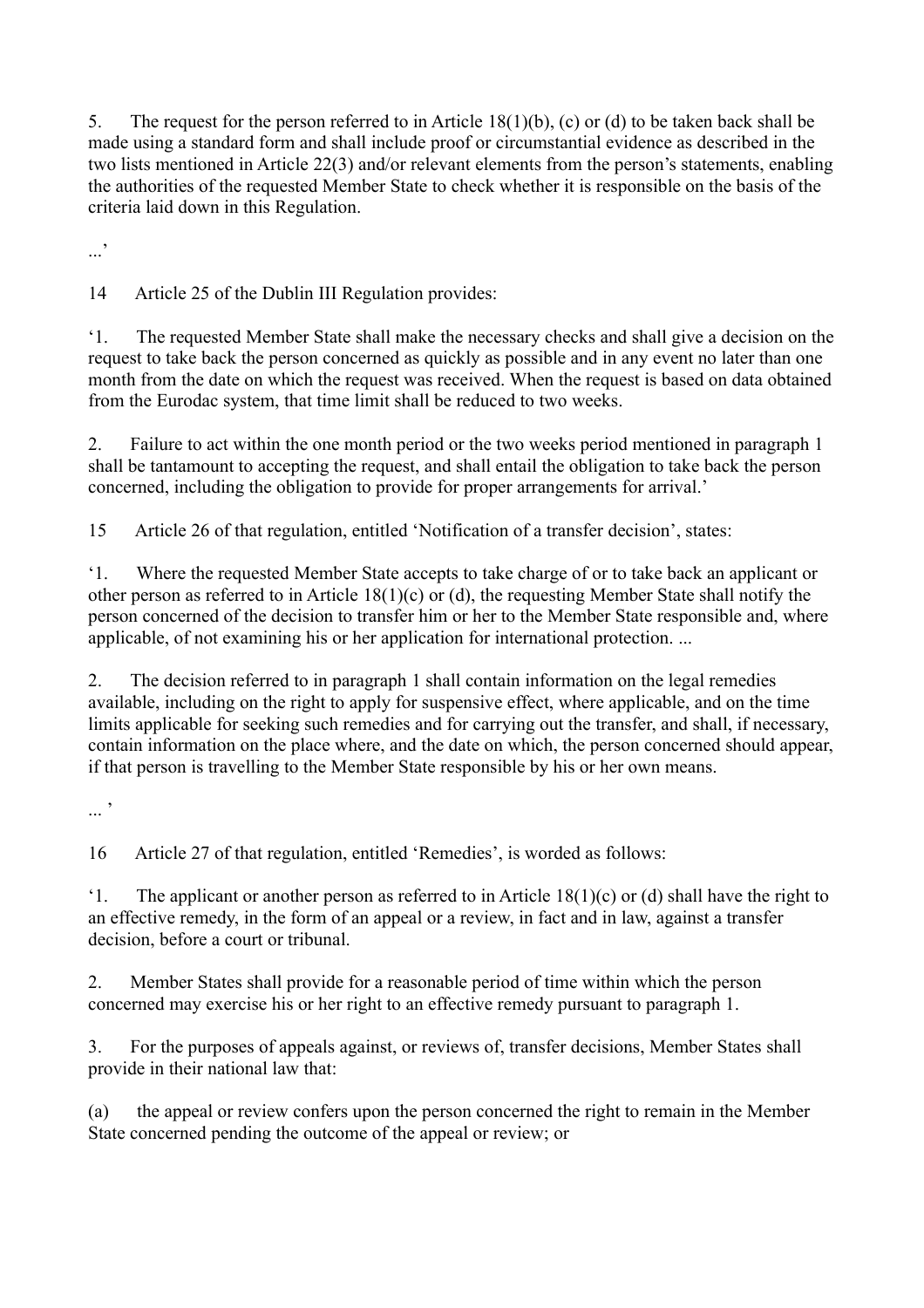5. The request for the person referred to in Article 18(1)(b), (c) or (d) to be taken back shall be made using a standard form and shall include proof or circumstantial evidence as described in the two lists mentioned in Article 22(3) and/or relevant elements from the person's statements, enabling the authorities of the requested Member State to check whether it is responsible on the basis of the criteria laid down in this Regulation.

...'

14 Article 25 of the Dublin III Regulation provides:

'1. The requested Member State shall make the necessary checks and shall give a decision on the request to take back the person concerned as quickly as possible and in any event no later than one month from the date on which the request was received. When the request is based on data obtained from the Eurodac system, that time limit shall be reduced to two weeks.

2. Failure to act within the one month period or the two weeks period mentioned in paragraph 1 shall be tantamount to accepting the request, and shall entail the obligation to take back the person concerned, including the obligation to provide for proper arrangements for arrival.'

15 Article 26 of that regulation, entitled 'Notification of a transfer decision', states:

'1. Where the requested Member State accepts to take charge of or to take back an applicant or other person as referred to in Article 18(1)(c) or (d), the requesting Member State shall notify the person concerned of the decision to transfer him or her to the Member State responsible and, where applicable, of not examining his or her application for international protection. ...

2. The decision referred to in paragraph 1 shall contain information on the legal remedies available, including on the right to apply for suspensive effect, where applicable, and on the time limits applicable for seeking such remedies and for carrying out the transfer, and shall, if necessary, contain information on the place where, and the date on which, the person concerned should appear, if that person is travelling to the Member State responsible by his or her own means.

... '

16 Article 27 of that regulation, entitled 'Remedies', is worded as follows:

'1. The applicant or another person as referred to in Article 18(1)(c) or (d) shall have the right to an effective remedy, in the form of an appeal or a review, in fact and in law, against a transfer decision, before a court or tribunal.

2. Member States shall provide for a reasonable period of time within which the person concerned may exercise his or her right to an effective remedy pursuant to paragraph 1.

3. For the purposes of appeals against, or reviews of, transfer decisions, Member States shall provide in their national law that:

(a) the appeal or review confers upon the person concerned the right to remain in the Member State concerned pending the outcome of the appeal or review; or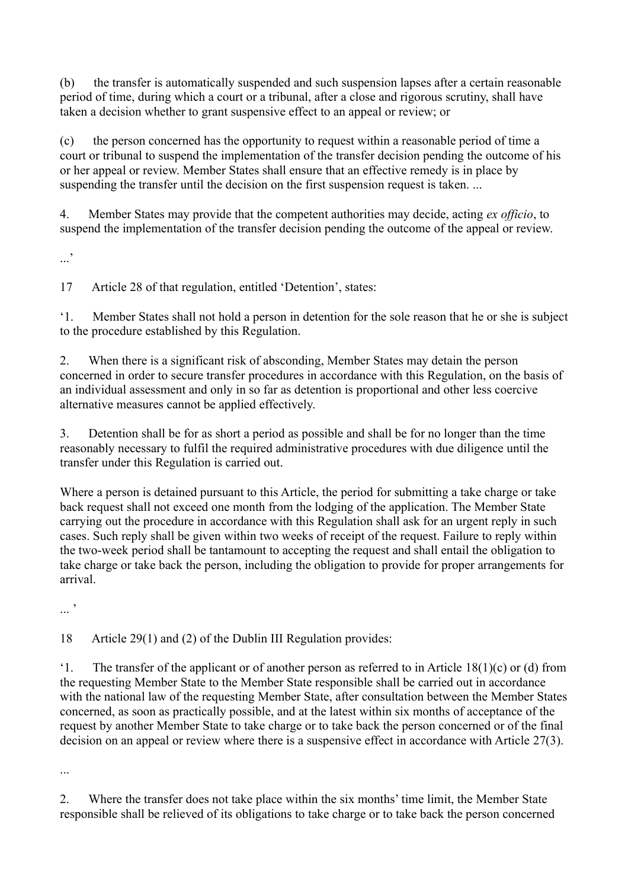(b) the transfer is automatically suspended and such suspension lapses after a certain reasonable period of time, during which a court or a tribunal, after a close and rigorous scrutiny, shall have taken a decision whether to grant suspensive effect to an appeal or review; or

(c) the person concerned has the opportunity to request within a reasonable period of time a court or tribunal to suspend the implementation of the transfer decision pending the outcome of his or her appeal or review. Member States shall ensure that an effective remedy is in place by suspending the transfer until the decision on the first suspension request is taken. ...

4. Member States may provide that the competent authorities may decide, acting *ex officio*, to suspend the implementation of the transfer decision pending the outcome of the appeal or review.

...'

17 Article 28 of that regulation, entitled 'Detention', states:

'1. Member States shall not hold a person in detention for the sole reason that he or she is subject to the procedure established by this Regulation.

2. When there is a significant risk of absconding, Member States may detain the person concerned in order to secure transfer procedures in accordance with this Regulation, on the basis of an individual assessment and only in so far as detention is proportional and other less coercive alternative measures cannot be applied effectively.

3. Detention shall be for as short a period as possible and shall be for no longer than the time reasonably necessary to fulfil the required administrative procedures with due diligence until the transfer under this Regulation is carried out.

Where a person is detained pursuant to this Article, the period for submitting a take charge or take back request shall not exceed one month from the lodging of the application. The Member State carrying out the procedure in accordance with this Regulation shall ask for an urgent reply in such cases. Such reply shall be given within two weeks of receipt of the request. Failure to reply within the two-week period shall be tantamount to accepting the request and shall entail the obligation to take charge or take back the person, including the obligation to provide for proper arrangements for arrival.

... '

18 Article 29(1) and (2) of the Dublin III Regulation provides:

'1. The transfer of the applicant or of another person as referred to in Article 18(1)(c) or (d) from the requesting Member State to the Member State responsible shall be carried out in accordance with the national law of the requesting Member State, after consultation between the Member States concerned, as soon as practically possible, and at the latest within six months of acceptance of the request by another Member State to take charge or to take back the person concerned or of the final decision on an appeal or review where there is a suspensive effect in accordance with Article 27(3).

...

2. Where the transfer does not take place within the six months' time limit, the Member State responsible shall be relieved of its obligations to take charge or to take back the person concerned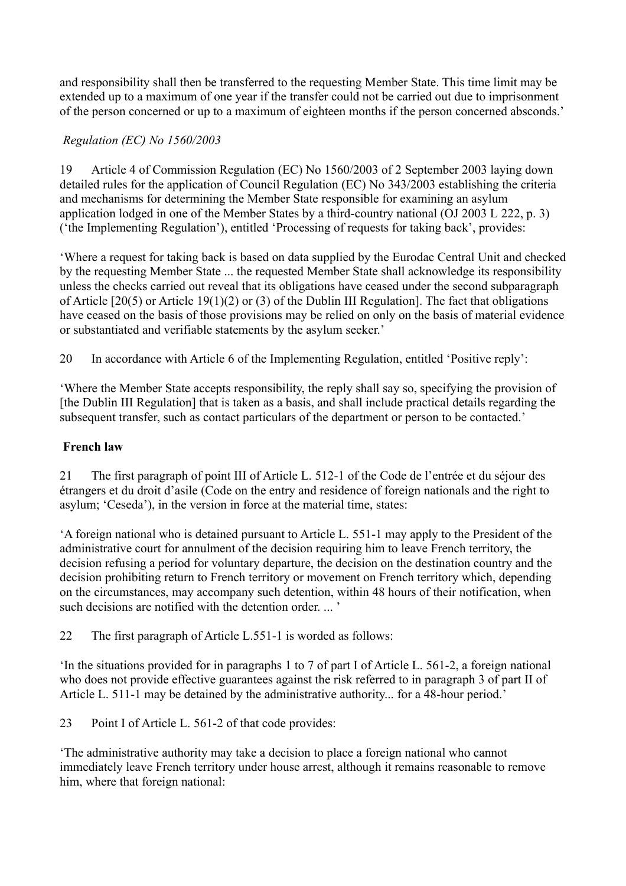and responsibility shall then be transferred to the requesting Member State. This time limit may be extended up to a maximum of one year if the transfer could not be carried out due to imprisonment of the person concerned or up to a maximum of eighteen months if the person concerned absconds.'

*Regulation (EC) No 1560/2003*

19 Article 4 of Commission Regulation (EC) No 1560/2003 of 2 September 2003 laying down detailed rules for the application of Council Regulation (EC) No 343/2003 establishing the criteria and mechanisms for determining the Member State responsible for examining an asylum application lodged in one of the Member States by a third-country national (OJ 2003 L 222, p. 3) ('the Implementing Regulation'), entitled 'Processing of requests for taking back', provides:

'Where a request for taking back is based on data supplied by the Eurodac Central Unit and checked by the requesting Member State ... the requested Member State shall acknowledge its responsibility unless the checks carried out reveal that its obligations have ceased under the second subparagraph of Article [20(5) or Article 19(1)(2) or (3) of the Dublin III Regulation]. The fact that obligations have ceased on the basis of those provisions may be relied on only on the basis of material evidence or substantiated and verifiable statements by the asylum seeker.'

20 In accordance with Article 6 of the Implementing Regulation, entitled 'Positive reply':

'Where the Member State accepts responsibility, the reply shall say so, specifying the provision of [the Dublin III Regulation] that is taken as a basis, and shall include practical details regarding the subsequent transfer, such as contact particulars of the department or person to be contacted.'

**French law**

21 The first paragraph of point III of Article L. 512-1 of the Code de l'entrée et du séjour des étrangers et du droit d'asile (Code on the entry and residence of foreign nationals and the right to asylum; 'Ceseda'), in the version in force at the material time, states:

'A foreign national who is detained pursuant to Article L. 551-1 may apply to the President of the administrative court for annulment of the decision requiring him to leave French territory, the decision refusing a period for voluntary departure, the decision on the destination country and the decision prohibiting return to French territory or movement on French territory which, depending on the circumstances, may accompany such detention, within 48 hours of their notification, when such decisions are notified with the detention order. ... '

22 The first paragraph of Article L.551-1 is worded as follows:

'In the situations provided for in paragraphs 1 to 7 of part I of Article L. 561-2, a foreign national who does not provide effective guarantees against the risk referred to in paragraph 3 of part II of Article L. 511-1 may be detained by the administrative authority... for a 48-hour period.'

23 Point I of Article L. 561-2 of that code provides:

'The administrative authority may take a decision to place a foreign national who cannot immediately leave French territory under house arrest, although it remains reasonable to remove him, where that foreign national: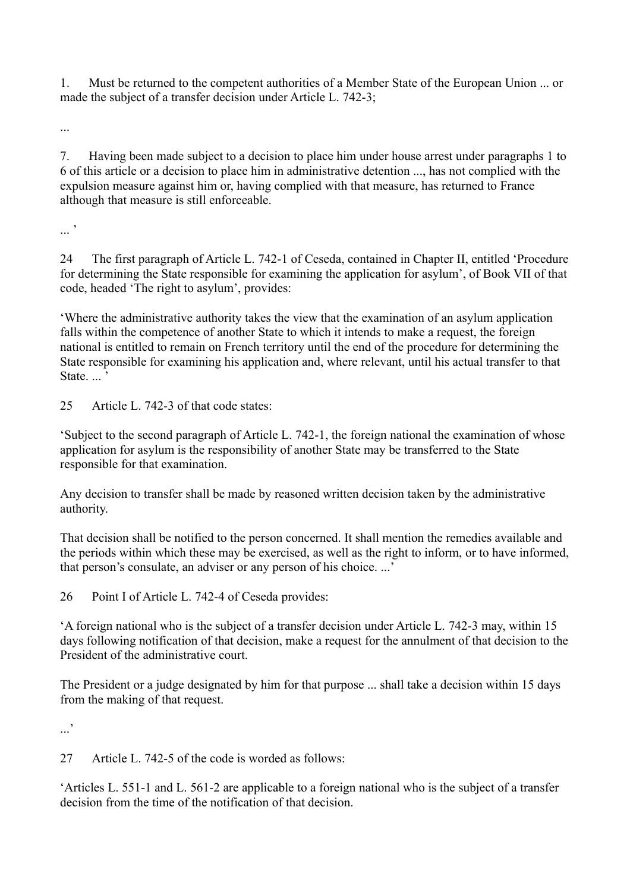1. Must be returned to the competent authorities of a Member State of the European Union ... or made the subject of a transfer decision under Article L. 742-3;

...

7. Having been made subject to a decision to place him under house arrest under paragraphs 1 to 6 of this article or a decision to place him in administrative detention ..., has not complied with the expulsion measure against him or, having complied with that measure, has returned to France although that measure is still enforceable.

... ’

24 The first paragraph of Article L. 742-1 of Ceseda, contained in Chapter II, entitled ‘Procedure for determining the State responsible for examining the application for asylum’, of Book VII of that code, headed ‘The right to asylum’, provides:

‘Where the administrative authority takes the view that the examination of an asylum application falls within the competence of another State to which it intends to make a request, the foreign national is entitled to remain on French territory until the end of the procedure for determining the State responsible for examining his application and, where relevant, until his actual transfer to that State. ... ’

25 Article L. 742-3 of that code states:

‘Subject to the second paragraph of Article L. 742-1, the foreign national the examination of whose application for asylum is the responsibility of another State may be transferred to the State responsible for that examination.

Any decision to transfer shall be made by reasoned written decision taken by the administrative authority.

That decision shall be notified to the person concerned. It shall mention the remedies available and the periods within which these may be exercised, as well as the right to inform, or to have informed, that person’s consulate, an adviser or any person of his choice. ...’

26 Point I of Article L. 742-4 of Ceseda provides:

‘A foreign national who is the subject of a transfer decision under Article L. 742-3 may, within 15 days following notification of that decision, make a request for the annulment of that decision to the President of the administrative court.

The President or a judge designated by him for that purpose ... shall take a decision within 15 days from the making of that request.

...’

27 Article L. 742-5 of the code is worded as follows:

‘Articles L. 551-1 and L. 561-2 are applicable to a foreign national who is the subject of a transfer decision from the time of the notification of that decision.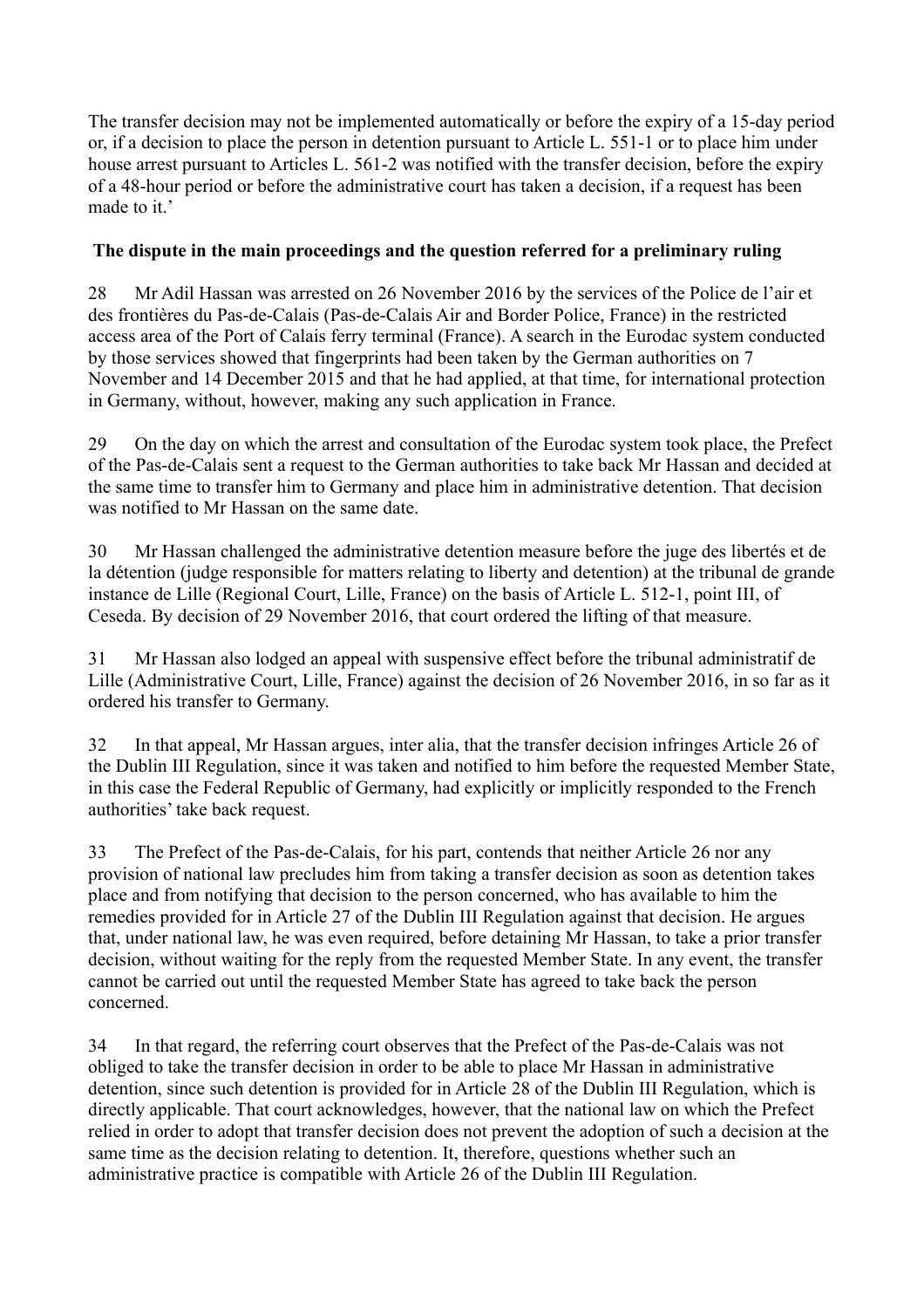The transfer decision may not be implemented automatically or before the expiry of a 15-day period or, if a decision to place the person in detention pursuant to Article L. 551-1 or to place him under house arrest pursuant to Articles L. 561-2 was notified with the transfer decision, before the expiry of a 48-hour period or before the administrative court has taken a decision, if a request has been made to it.'

**The dispute in the main proceedings and the question referred for a preliminary ruling**

28 Mr Adil Hassan was arrested on 26 November 2016 by the services of the Police de l'air et des frontières du Pas-de-Calais (Pas-de-Calais Air and Border Police, France) in the restricted access area of the Port of Calais ferry terminal (France). A search in the Eurodac system conducted by those services showed that fingerprints had been taken by the German authorities on 7 November and 14 December 2015 and that he had applied, at that time, for international protection in Germany, without, however, making any such application in France.

29 On the day on which the arrest and consultation of the Eurodac system took place, the Prefect of the Pas-de-Calais sent a request to the German authorities to take back Mr Hassan and decided at the same time to transfer him to Germany and place him in administrative detention. That decision was notified to Mr Hassan on the same date.

30 Mr Hassan challenged the administrative detention measure before the juge des libertés et de la détention (judge responsible for matters relating to liberty and detention) at the tribunal de grande instance de Lille (Regional Court, Lille, France) on the basis of Article L. 512-1, point III, of Ceseda. By decision of 29 November 2016, that court ordered the lifting of that measure.

31 Mr Hassan also lodged an appeal with suspensive effect before the tribunal administratif de Lille (Administrative Court, Lille, France) against the decision of 26 November 2016, in so far as it ordered his transfer to Germany.

32 In that appeal, Mr Hassan argues, inter alia, that the transfer decision infringes Article 26 of the Dublin III Regulation, since it was taken and notified to him before the requested Member State, in this case the Federal Republic of Germany, had explicitly or implicitly responded to the French authorities' take back request.

33 The Prefect of the Pas-de-Calais, for his part, contends that neither Article 26 nor any provision of national law precludes him from taking a transfer decision as soon as detention takes place and from notifying that decision to the person concerned, who has available to him the remedies provided for in Article 27 of the Dublin III Regulation against that decision. He argues that, under national law, he was even required, before detaining Mr Hassan, to take a prior transfer decision, without waiting for the reply from the requested Member State. In any event, the transfer cannot be carried out until the requested Member State has agreed to take back the person concerned.

34 In that regard, the referring court observes that the Prefect of the Pas-de-Calais was not obliged to take the transfer decision in order to be able to place Mr Hassan in administrative detention, since such detention is provided for in Article 28 of the Dublin III Regulation, which is directly applicable. That court acknowledges, however, that the national law on which the Prefect relied in order to adopt that transfer decision does not prevent the adoption of such a decision at the same time as the decision relating to detention. It, therefore, questions whether such an administrative practice is compatible with Article 26 of the Dublin III Regulation.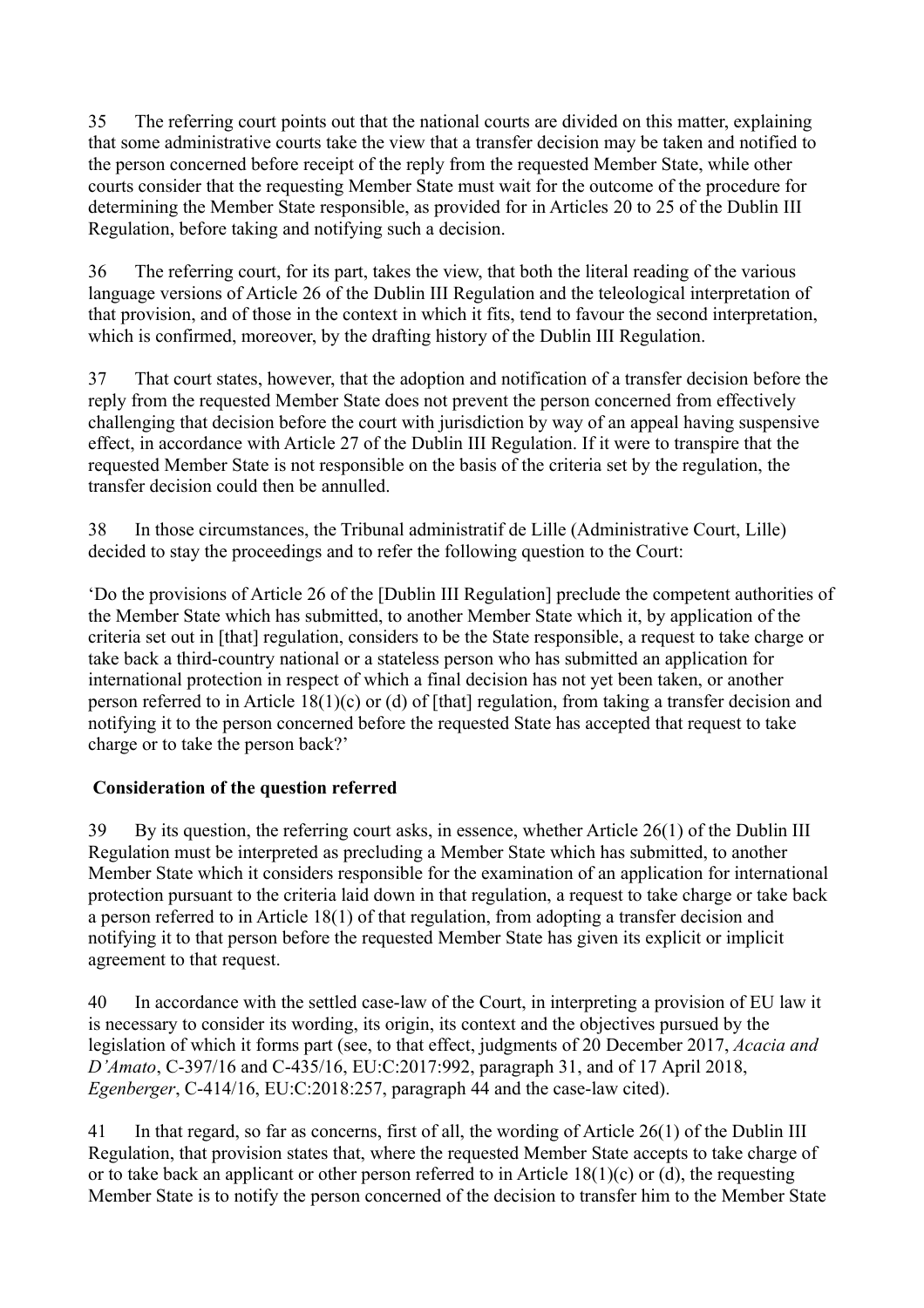35 The referring court points out that the national courts are divided on this matter, explaining that some administrative courts take the view that a transfer decision may be taken and notified to the person concerned before receipt of the reply from the requested Member State, while other courts consider that the requesting Member State must wait for the outcome of the procedure for determining the Member State responsible, as provided for in Articles 20 to 25 of the Dublin III Regulation, before taking and notifying such a decision.

36 The referring court, for its part, takes the view, that both the literal reading of the various language versions of Article 26 of the Dublin III Regulation and the teleological interpretation of that provision, and of those in the context in which it fits, tend to favour the second interpretation, which is confirmed, moreover, by the drafting history of the Dublin III Regulation.

37 That court states, however, that the adoption and notification of a transfer decision before the reply from the requested Member State does not prevent the person concerned from effectively challenging that decision before the court with jurisdiction by way of an appeal having suspensive effect, in accordance with Article 27 of the Dublin III Regulation. If it were to transpire that the requested Member State is not responsible on the basis of the criteria set by the regulation, the transfer decision could then be annulled.

38 In those circumstances, the Tribunal administratif de Lille (Administrative Court, Lille) decided to stay the proceedings and to refer the following question to the Court:

'Do the provisions of Article 26 of the [Dublin III Regulation] preclude the competent authorities of the Member State which has submitted, to another Member State which it, by application of the criteria set out in [that] regulation, considers to be the State responsible, a request to take charge or take back a third-country national or a stateless person who has submitted an application for international protection in respect of which a final decision has not yet been taken, or another person referred to in Article 18(1)(c) or (d) of [that] regulation, from taking a transfer decision and notifying it to the person concerned before the requested State has accepted that request to take charge or to take the person back?'

## Consideration of the question referred

39 By its question, the referring court asks, in essence, whether Article 26(1) of the Dublin III Regulation must be interpreted as precluding a Member State which has submitted, to another Member State which it considers responsible for the examination of an application for international protection pursuant to the criteria laid down in that regulation, a request to take charge or take back a person referred to in Article 18(1) of that regulation, from adopting a transfer decision and notifying it to that person before the requested Member State has given its explicit or implicit agreement to that request.

40 In accordance with the settled case-law of the Court, in interpreting a provision of EU law it is necessary to consider its wording, its origin, its context and the objectives pursued by the legislation of which it forms part (see, to that effect, judgments of 20 December 2017, *Acacia and D'Amato*, C-397/16 and C-435/16, EU:C:2017:992, paragraph 31, and of 17 April 2018, *Egenberger*, C-414/16, EU:C:2018:257, paragraph 44 and the case-law cited).

41 In that regard, so far as concerns, first of all, the wording of Article 26(1) of the Dublin III Regulation, that provision states that, where the requested Member State accepts to take charge of or to take back an applicant or other person referred to in Article 18(1)(c) or (d), the requesting Member State is to notify the person concerned of the decision to transfer him to the Member State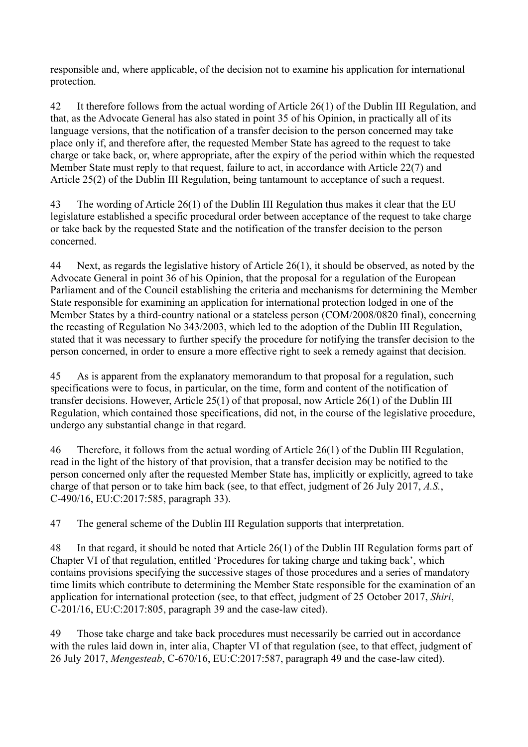responsible and, where applicable, of the decision not to examine his application for international protection.

42 It therefore follows from the actual wording of Article 26(1) of the Dublin III Regulation, and that, as the Advocate General has also stated in point 35 of his Opinion, in practically all of its language versions, that the notification of a transfer decision to the person concerned may take place only if, and therefore after, the requested Member State has agreed to the request to take charge or take back, or, where appropriate, after the expiry of the period within which the requested Member State must reply to that request, failure to act, in accordance with Article 22(7) and Article 25(2) of the Dublin III Regulation, being tantamount to acceptance of such a request.

43 The wording of Article 26(1) of the Dublin III Regulation thus makes it clear that the EU legislature established a specific procedural order between acceptance of the request to take charge or take back by the requested State and the notification of the transfer decision to the person concerned.

44 Next, as regards the legislative history of Article 26(1), it should be observed, as noted by the Advocate General in point 36 of his Opinion, that the proposal for a regulation of the European Parliament and of the Council establishing the criteria and mechanisms for determining the Member State responsible for examining an application for international protection lodged in one of the Member States by a third-country national or a stateless person (COM/2008/0820 final), concerning the recasting of Regulation No 343/2003, which led to the adoption of the Dublin III Regulation, stated that it was necessary to further specify the procedure for notifying the transfer decision to the person concerned, in order to ensure a more effective right to seek a remedy against that decision.

45 As is apparent from the explanatory memorandum to that proposal for a regulation, such specifications were to focus, in particular, on the time, form and content of the notification of transfer decisions. However, Article 25(1) of that proposal, now Article 26(1) of the Dublin III Regulation, which contained those specifications, did not, in the course of the legislative procedure, undergo any substantial change in that regard.

46 Therefore, it follows from the actual wording of Article 26(1) of the Dublin III Regulation, read in the light of the history of that provision, that a transfer decision may be notified to the person concerned only after the requested Member State has, implicitly or explicitly, agreed to take charge of that person or to take him back (see, to that effect, judgment of 26 July 2017, *A.S.*, C-490/16, EU:C:2017:585, paragraph 33).

47 The general scheme of the Dublin III Regulation supports that interpretation.

48 In that regard, it should be noted that Article 26(1) of the Dublin III Regulation forms part of Chapter VI of that regulation, entitled 'Procedures for taking charge and taking back', which contains provisions specifying the successive stages of those procedures and a series of mandatory time limits which contribute to determining the Member State responsible for the examination of an application for international protection (see, to that effect, judgment of 25 October 2017, *Shiri*, C-201/16, EU:C:2017:805, paragraph 39 and the case-law cited).

49 Those take charge and take back procedures must necessarily be carried out in accordance with the rules laid down in, inter alia, Chapter VI of that regulation (see, to that effect, judgment of 26 July 2017, *Mengesteab*, C-670/16, EU:C:2017:587, paragraph 49 and the case-law cited).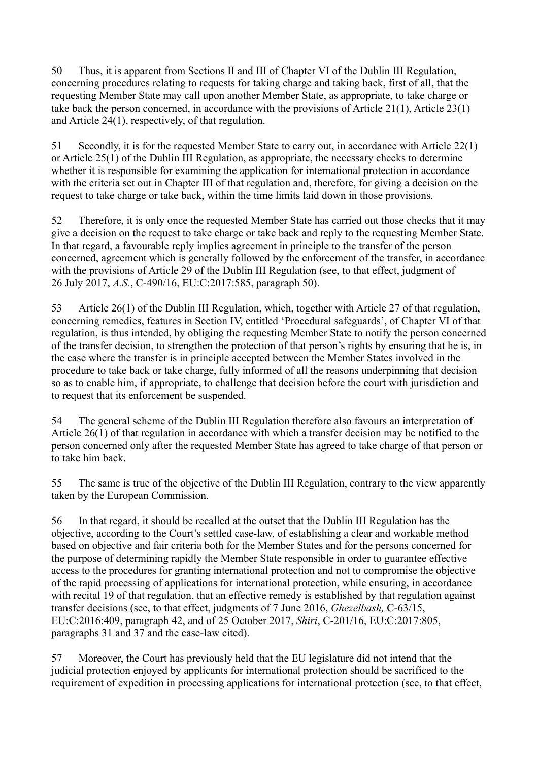50 Thus, it is apparent from Sections II and III of Chapter VI of the Dublin III Regulation, concerning procedures relating to requests for taking charge and taking back, first of all, that the requesting Member State may call upon another Member State, as appropriate, to take charge or take back the person concerned, in accordance with the provisions of Article 21(1), Article 23(1) and Article 24(1), respectively, of that regulation.

51 Secondly, it is for the requested Member State to carry out, in accordance with Article 22(1) or Article 25(1) of the Dublin III Regulation, as appropriate, the necessary checks to determine whether it is responsible for examining the application for international protection in accordance with the criteria set out in Chapter III of that regulation and, therefore, for giving a decision on the request to take charge or take back, within the time limits laid down in those provisions.

52 Therefore, it is only once the requested Member State has carried out those checks that it may give a decision on the request to take charge or take back and reply to the requesting Member State. In that regard, a favourable reply implies agreement in principle to the transfer of the person concerned, agreement which is generally followed by the enforcement of the transfer, in accordance with the provisions of Article 29 of the Dublin III Regulation (see, to that effect, judgment of 26 July 2017, *A.S.*, C-490/16, EU:C:2017:585, paragraph 50).

53 Article 26(1) of the Dublin III Regulation, which, together with Article 27 of that regulation, concerning remedies, features in Section IV, entitled 'Procedural safeguards', of Chapter VI of that regulation, is thus intended, by obliging the requesting Member State to notify the person concerned of the transfer decision, to strengthen the protection of that person's rights by ensuring that he is, in the case where the transfer is in principle accepted between the Member States involved in the procedure to take back or take charge, fully informed of all the reasons underpinning that decision so as to enable him, if appropriate, to challenge that decision before the court with jurisdiction and to request that its enforcement be suspended.

54 The general scheme of the Dublin III Regulation therefore also favours an interpretation of Article 26(1) of that regulation in accordance with which a transfer decision may be notified to the person concerned only after the requested Member State has agreed to take charge of that person or to take him back.

55 The same is true of the objective of the Dublin III Regulation, contrary to the view apparently taken by the European Commission.

56 In that regard, it should be recalled at the outset that the Dublin III Regulation has the objective, according to the Court's settled case-law, of establishing a clear and workable method based on objective and fair criteria both for the Member States and for the persons concerned for the purpose of determining rapidly the Member State responsible in order to guarantee effective access to the procedures for granting international protection and not to compromise the objective of the rapid processing of applications for international protection, while ensuring, in accordance with recital 19 of that regulation, that an effective remedy is established by that regulation against transfer decisions (see, to that effect, judgments of 7 June 2016, *Ghezelbash,* C-63/15, EU:C:2016:409, paragraph 42, and of 25 October 2017, *Shiri*, C-201/16, EU:C:2017:805, paragraphs 31 and 37 and the case-law cited).

57 Moreover, the Court has previously held that the EU legislature did not intend that the judicial protection enjoyed by applicants for international protection should be sacrificed to the requirement of expedition in processing applications for international protection (see, to that effect,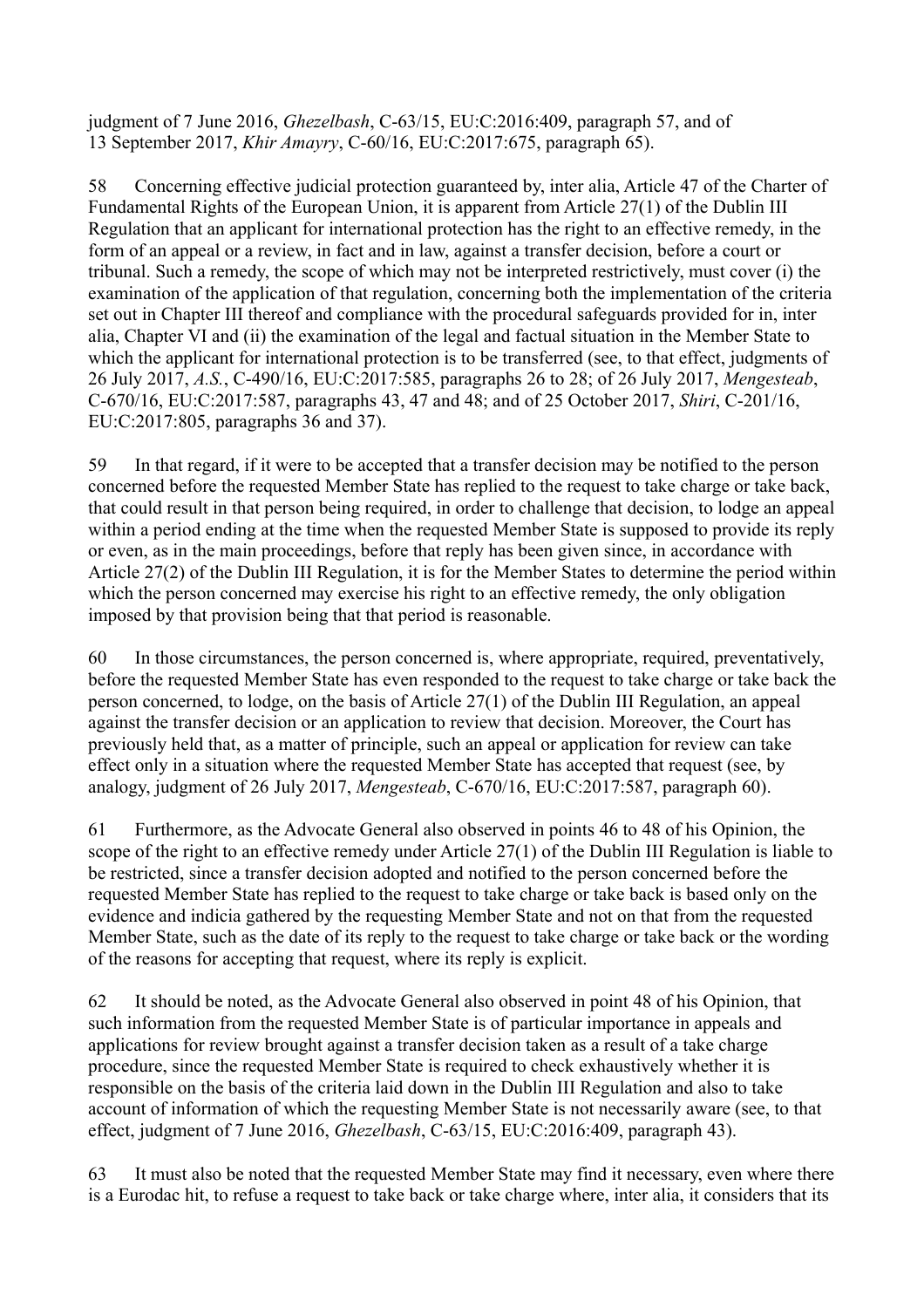judgment of 7 June 2016, *Ghezelbash*, C-63/15, EU:C:2016:409, paragraph 57, and of 13 September 2017, *Khir Amayry*, C-60/16, EU:C:2017:675, paragraph 65).

58 Concerning effective judicial protection guaranteed by, inter alia, Article 47 of the Charter of Fundamental Rights of the European Union, it is apparent from Article 27(1) of the Dublin III Regulation that an applicant for international protection has the right to an effective remedy, in the form of an appeal or a review, in fact and in law, against a transfer decision, before a court or tribunal. Such a remedy, the scope of which may not be interpreted restrictively, must cover (i) the examination of the application of that regulation, concerning both the implementation of the criteria set out in Chapter III thereof and compliance with the procedural safeguards provided for in, inter alia, Chapter VI and (ii) the examination of the legal and factual situation in the Member State to which the applicant for international protection is to be transferred (see, to that effect, judgments of 26 July 2017, *A.S.*, C-490/16, EU:C:2017:585, paragraphs 26 to 28; of 26 July 2017, *Mengesteab*, C-670/16, EU:C:2017:587, paragraphs 43, 47 and 48; and of 25 October 2017, *Shiri*, C-201/16, EU:C:2017:805, paragraphs 36 and 37).

59 In that regard, if it were to be accepted that a transfer decision may be notified to the person concerned before the requested Member State has replied to the request to take charge or take back, that could result in that person being required, in order to challenge that decision, to lodge an appeal within a period ending at the time when the requested Member State is supposed to provide its reply or even, as in the main proceedings, before that reply has been given since, in accordance with Article 27(2) of the Dublin III Regulation, it is for the Member States to determine the period within which the person concerned may exercise his right to an effective remedy, the only obligation imposed by that provision being that that period is reasonable.

60 In those circumstances, the person concerned is, where appropriate, required, preventatively, before the requested Member State has even responded to the request to take charge or take back the person concerned, to lodge, on the basis of Article 27(1) of the Dublin III Regulation, an appeal against the transfer decision or an application to review that decision. Moreover, the Court has previously held that, as a matter of principle, such an appeal or application for review can take effect only in a situation where the requested Member State has accepted that request (see, by analogy, judgment of 26 July 2017, *Mengesteab*, C-670/16, EU:C:2017:587, paragraph 60).

61 Furthermore, as the Advocate General also observed in points 46 to 48 of his Opinion, the scope of the right to an effective remedy under Article 27(1) of the Dublin III Regulation is liable to be restricted, since a transfer decision adopted and notified to the person concerned before the requested Member State has replied to the request to take charge or take back is based only on the evidence and indicia gathered by the requesting Member State and not on that from the requested Member State, such as the date of its reply to the request to take charge or take back or the wording of the reasons for accepting that request, where its reply is explicit.

62 It should be noted, as the Advocate General also observed in point 48 of his Opinion, that such information from the requested Member State is of particular importance in appeals and applications for review brought against a transfer decision taken as a result of a take charge procedure, since the requested Member State is required to check exhaustively whether it is responsible on the basis of the criteria laid down in the Dublin III Regulation and also to take account of information of which the requesting Member State is not necessarily aware (see, to that effect, judgment of 7 June 2016, *Ghezelbash*, C-63/15, EU:C:2016:409, paragraph 43).

63 It must also be noted that the requested Member State may find it necessary, even where there is a Eurodac hit, to refuse a request to take back or take charge where, inter alia, it considers that its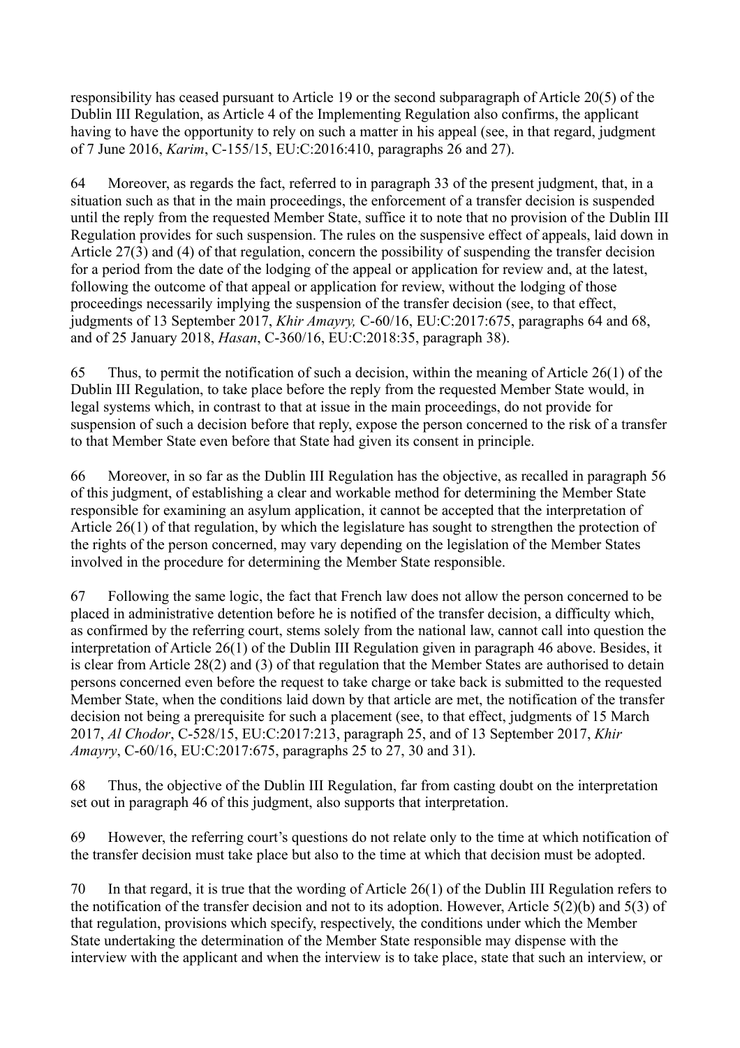responsibility has ceased pursuant to Article 19 or the second subparagraph of Article 20(5) of the Dublin III Regulation, as Article 4 of the Implementing Regulation also confirms, the applicant having to have the opportunity to rely on such a matter in his appeal (see, in that regard, judgment of 7 June 2016, *Karim*, C-155/15, EU:C:2016:410, paragraphs 26 and 27).

64 Moreover, as regards the fact, referred to in paragraph 33 of the present judgment, that, in a situation such as that in the main proceedings, the enforcement of a transfer decision is suspended until the reply from the requested Member State, suffice it to note that no provision of the Dublin III Regulation provides for such suspension. The rules on the suspensive effect of appeals, laid down in Article 27(3) and (4) of that regulation, concern the possibility of suspending the transfer decision for a period from the date of the lodging of the appeal or application for review and, at the latest, following the outcome of that appeal or application for review, without the lodging of those proceedings necessarily implying the suspension of the transfer decision (see, to that effect, judgments of 13 September 2017, *Khir Amayry,* C-60/16, EU:C:2017:675, paragraphs 64 and 68, and of 25 January 2018, *Hasan*, C-360/16, EU:C:2018:35, paragraph 38).

65 Thus, to permit the notification of such a decision, within the meaning of Article 26(1) of the Dublin III Regulation, to take place before the reply from the requested Member State would, in legal systems which, in contrast to that at issue in the main proceedings, do not provide for suspension of such a decision before that reply, expose the person concerned to the risk of a transfer to that Member State even before that State had given its consent in principle.

66 Moreover, in so far as the Dublin III Regulation has the objective, as recalled in paragraph 56 of this judgment, of establishing a clear and workable method for determining the Member State responsible for examining an asylum application, it cannot be accepted that the interpretation of Article 26(1) of that regulation, by which the legislature has sought to strengthen the protection of the rights of the person concerned, may vary depending on the legislation of the Member States involved in the procedure for determining the Member State responsible.

67 Following the same logic, the fact that French law does not allow the person concerned to be placed in administrative detention before he is notified of the transfer decision, a difficulty which, as confirmed by the referring court, stems solely from the national law, cannot call into question the interpretation of Article 26(1) of the Dublin III Regulation given in paragraph 46 above. Besides, it is clear from Article 28(2) and (3) of that regulation that the Member States are authorised to detain persons concerned even before the request to take charge or take back is submitted to the requested Member State, when the conditions laid down by that article are met, the notification of the transfer decision not being a prerequisite for such a placement (see, to that effect, judgments of 15 March 2017, *Al Chodor*, C-528/15, EU:C:2017:213, paragraph 25, and of 13 September 2017, *Khir Amayry*, C-60/16, EU:C:2017:675, paragraphs 25 to 27, 30 and 31).

68 Thus, the objective of the Dublin III Regulation, far from casting doubt on the interpretation set out in paragraph 46 of this judgment, also supports that interpretation.

69 However, the referring court's questions do not relate only to the time at which notification of the transfer decision must take place but also to the time at which that decision must be adopted.

70 In that regard, it is true that the wording of Article 26(1) of the Dublin III Regulation refers to the notification of the transfer decision and not to its adoption. However, Article 5(2)(b) and 5(3) of that regulation, provisions which specify, respectively, the conditions under which the Member State undertaking the determination of the Member State responsible may dispense with the interview with the applicant and when the interview is to take place, state that such an interview, or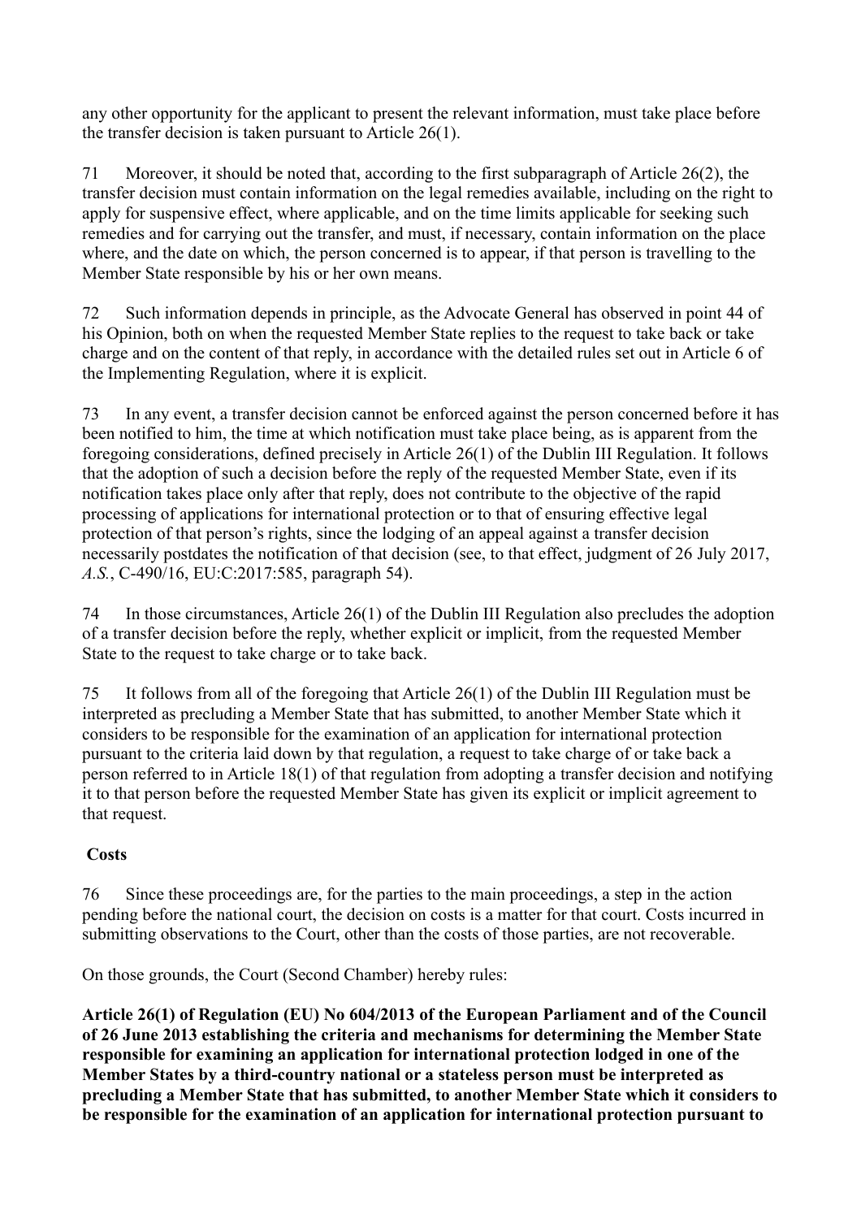any other opportunity for the applicant to present the relevant information, must take place before the transfer decision is taken pursuant to Article 26(1).

71 Moreover, it should be noted that, according to the first subparagraph of Article 26(2), the transfer decision must contain information on the legal remedies available, including on the right to apply for suspensive effect, where applicable, and on the time limits applicable for seeking such remedies and for carrying out the transfer, and must, if necessary, contain information on the place where, and the date on which, the person concerned is to appear, if that person is travelling to the Member State responsible by his or her own means.

72 Such information depends in principle, as the Advocate General has observed in point 44 of his Opinion, both on when the requested Member State replies to the request to take back or take charge and on the content of that reply, in accordance with the detailed rules set out in Article 6 of the Implementing Regulation, where it is explicit.

73 In any event, a transfer decision cannot be enforced against the person concerned before it has been notified to him, the time at which notification must take place being, as is apparent from the foregoing considerations, defined precisely in Article 26(1) of the Dublin III Regulation. It follows that the adoption of such a decision before the reply of the requested Member State, even if its notification takes place only after that reply, does not contribute to the objective of the rapid processing of applications for international protection or to that of ensuring effective legal protection of that person's rights, since the lodging of an appeal against a transfer decision necessarily postdates the notification of that decision (see, to that effect, judgment of 26 July 2017, *A.S.*, C-490/16, EU:C:2017:585, paragraph 54).

74 In those circumstances, Article 26(1) of the Dublin III Regulation also precludes the adoption of a transfer decision before the reply, whether explicit or implicit, from the requested Member State to the request to take charge or to take back.

75 It follows from all of the foregoing that Article 26(1) of the Dublin III Regulation must be interpreted as precluding a Member State that has submitted, to another Member State which it considers to be responsible for the examination of an application for international protection pursuant to the criteria laid down by that regulation, a request to take charge of or take back a person referred to in Article 18(1) of that regulation from adopting a transfer decision and notifying it to that person before the requested Member State has given its explicit or implicit agreement to that request.

**Costs**

76 Since these proceedings are, for the parties to the main proceedings, a step in the action pending before the national court, the decision on costs is a matter for that court. Costs incurred in submitting observations to the Court, other than the costs of those parties, are not recoverable.

On those grounds, the Court (Second Chamber) hereby rules:

**Article 26(1) of Regulation (EU) No 604/2013 of the European Parliament and of the Council of 26 June 2013 establishing the criteria and mechanisms for determining the Member State responsible for examining an application for international protection lodged in one of the Member States by a third-country national or a stateless person must be interpreted as precluding a Member State that has submitted, to another Member State which it considers to be responsible for the examination of an application for international protection pursuant to**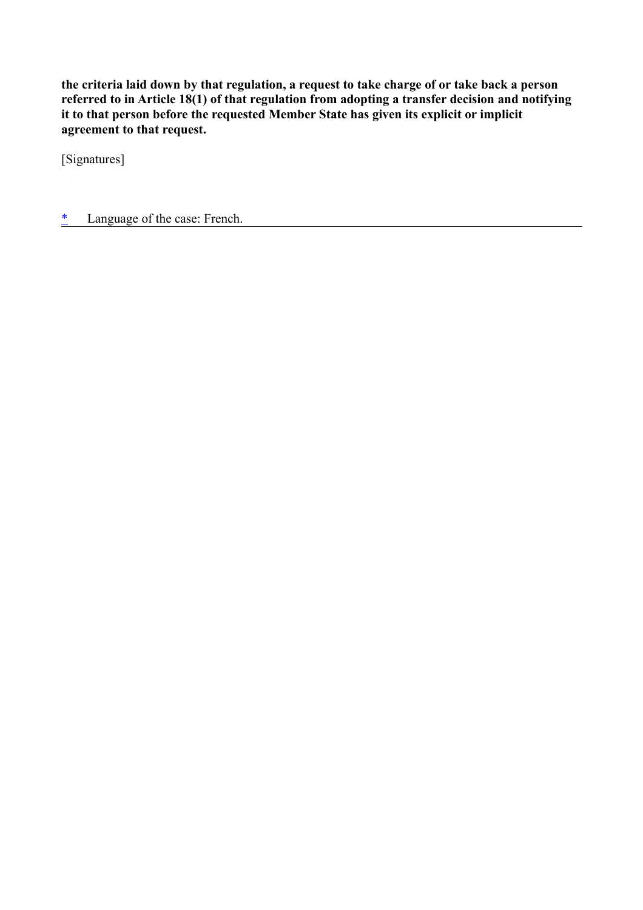**the criteria laid down by that regulation, a request to take charge of or take back a person referred to in Article 18(1) of that regulation from adopting a transfer decision and notifying it to that person before the requested Member State has given its explicit or implicit agreement to that request.**

[Signatures]

\* Language of the case: French.